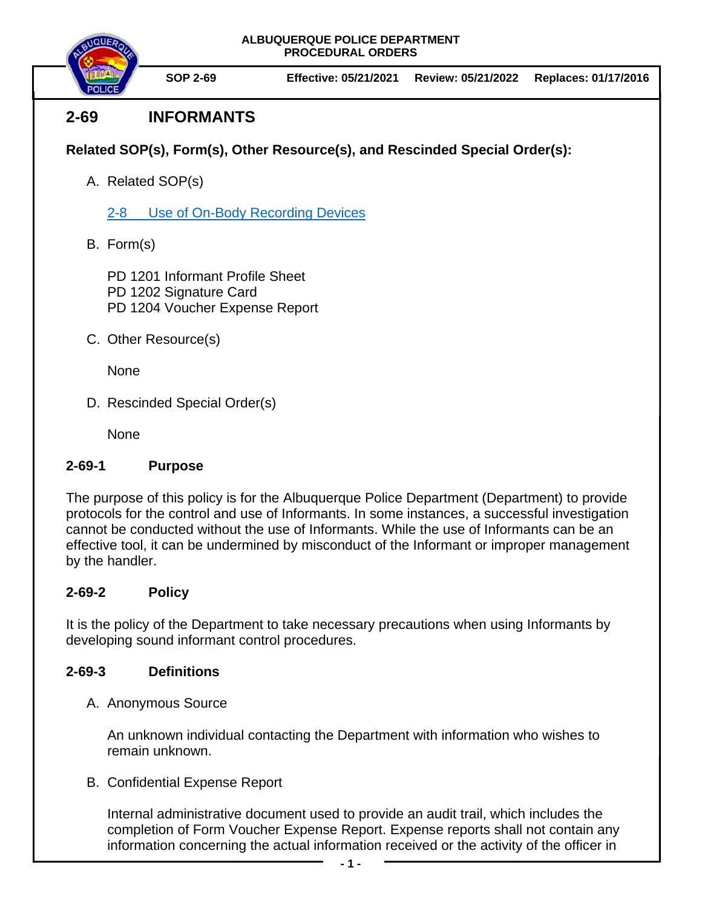ALBUQUERQUE POLICE DEPARTMENT
PROCEDURAL ORDERS

**SOP 2-69** | **Effective: 05/21/2021** | **Review: 05/21/2022** | **Replaces: 01/17/2016**

# 2-69 INFORMANTS

**Related SOP(s), Form(s), Other Resource(s), and Rescinded Special Order(s):**

A. Related SOP(s)

   [2-8 Use of On-Body Recording Devices]

B. Form(s)

   PD 1201 Informant Profile Sheet
   PD 1202 Signature Card
   PD 1204 Voucher Expense Report

C. Other Resource(s)

   None

D. Rescinded Special Order(s)

   None

## 2-69-1 Purpose

The purpose of this policy is for the Albuquerque Police Department (Department) to provide protocols for the control and use of Informants. In some instances, a successful investigation cannot be conducted without the use of Informants. While the use of Informants can be an effective tool, it can be undermined by misconduct of the Informant or improper management by the handler.

## 2-69-2 Policy

It is the policy of the Department to take necessary precautions when using Informants by developing sound informant control procedures.

## 2-69-3 Definitions

A. Anonymous Source

   An unknown individual contacting the Department with information who wishes to remain unknown.

B. Confidential Expense Report

   Internal administrative document used to provide an audit trail, which includes the completion of Form Voucher Expense Report. Expense reports shall not contain any information concerning the actual information received or the activity of the officer in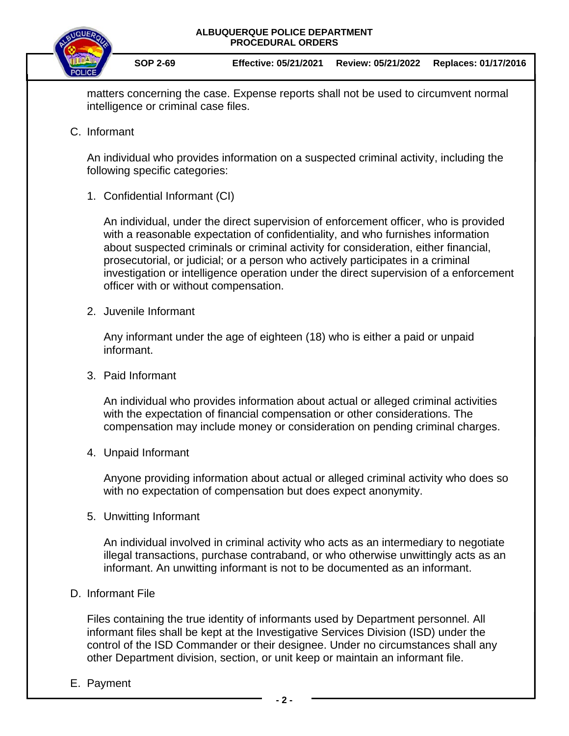matters concerning the case. Expense reports shall not be used to circumvent normal intelligence or criminal case files.

C. Informant

An individual who provides information on a suspected criminal activity, including the following specific categories:

1. Confidential Informant (CI)

   An individual, under the direct supervision of enforcement officer, who is provided with a reasonable expectation of confidentiality, and who furnishes information about suspected criminals or criminal activity for consideration, either financial, prosecutorial, or judicial; or a person who actively participates in a criminal investigation or intelligence operation under the direct supervision of a enforcement officer with or without compensation.

2. Juvenile Informant

   Any informant under the age of eighteen (18) who is either a paid or unpaid informant.

3. Paid Informant

   An individual who provides information about actual or alleged criminal activities with the expectation of financial compensation or other considerations. The compensation may include money or consideration on pending criminal charges.

4. Unpaid Informant

   Anyone providing information about actual or alleged criminal activity who does so with no expectation of compensation but does expect anonymity.

5. Unwitting Informant

   An individual involved in criminal activity who acts as an intermediary to negotiate illegal transactions, purchase contraband, or who otherwise unwittingly acts as an informant. An unwitting informant is not to be documented as an informant.

D. Informant File

Files containing the true identity of informants used by Department personnel. All informant files shall be kept at the Investigative Services Division (ISD) under the control of the ISD Commander or their designee. Under no circumstances shall any other Department division, section, or unit keep or maintain an informant file.

E. Payment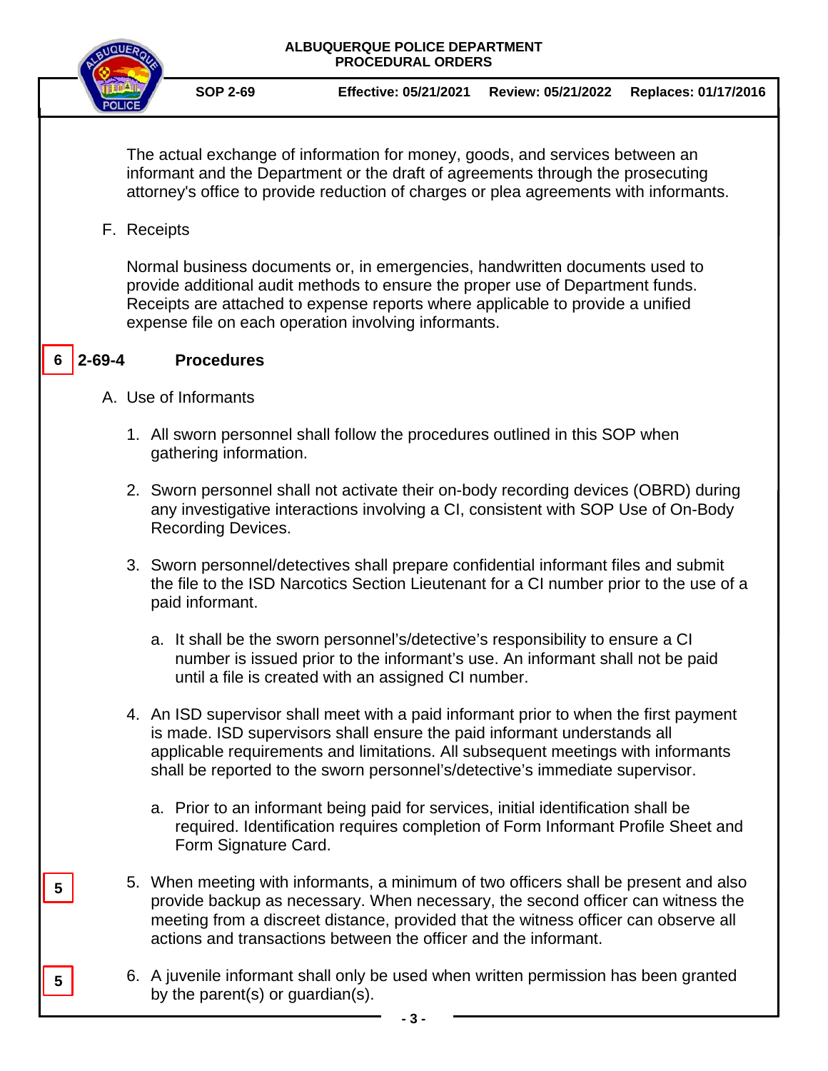The actual exchange of information for money, goods, and services between an informant and the Department or the draft of agreements through the prosecuting attorney's office to provide reduction of charges or plea agreements with informants.

F. Receipts

Normal business documents or, in emergencies, handwritten documents used to provide additional audit methods to ensure the proper use of Department funds. Receipts are attached to expense reports where applicable to provide a unified expense file on each operation involving informants.

6 **2-69-4 Procedures**

A. Use of Informants

1. All sworn personnel shall follow the procedures outlined in this SOP when gathering information.

2. Sworn personnel shall not activate their on-body recording devices (OBRD) during any investigative interactions involving a CI, consistent with SOP Use of On-Body Recording Devices.

3. Sworn personnel/detectives shall prepare confidential informant files and submit the file to the ISD Narcotics Section Lieutenant for a CI number prior to the use of a paid informant.

   a. It shall be the sworn personnel's/detective's responsibility to ensure a CI number is issued prior to the informant's use. An informant shall not be paid until a file is created with an assigned CI number.

4. An ISD supervisor shall meet with a paid informant prior to when the first payment is made. ISD supervisors shall ensure the paid informant understands all applicable requirements and limitations. All subsequent meetings with informants shall be reported to the sworn personnel's/detective's immediate supervisor.

   a. Prior to an informant being paid for services, initial identification shall be required. Identification requires completion of Form Informant Profile Sheet and Form Signature Card.

5 5. When meeting with informants, a minimum of two officers shall be present and also provide backup as necessary. When necessary, the second officer can witness the meeting from a discreet distance, provided that the witness officer can observe all actions and transactions between the officer and the informant.

5 6. A juvenile informant shall only be used when written permission has been granted by the parent(s) or guardian(s).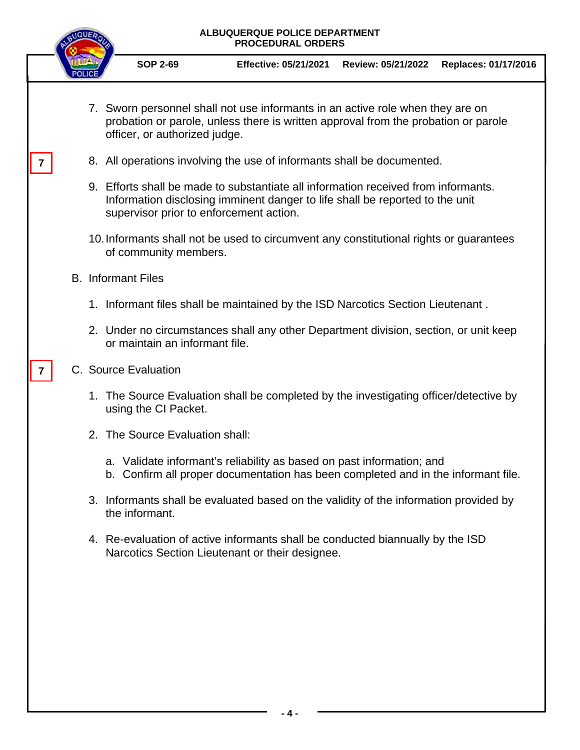7. Sworn personnel shall not use informants in an active role when they are on probation or parole, unless there is written approval from the probation or parole officer, or authorized judge.

7

8. All operations involving the use of informants shall be documented.

9. Efforts shall be made to substantiate all information received from informants. Information disclosing imminent danger to life shall be reported to the unit supervisor prior to enforcement action.

10. Informants shall not be used to circumvent any constitutional rights or guarantees of community members.

B. Informant Files

1. Informant files shall be maintained by the ISD Narcotics Section Lieutenant .

2. Under no circumstances shall any other Department division, section, or unit keep or maintain an informant file.

7

C. Source Evaluation

1. The Source Evaluation shall be completed by the investigating officer/detective by using the CI Packet.

2. The Source Evaluation shall:

   a. Validate informant's reliability as based on past information; and
   b. Confirm all proper documentation has been completed and in the informant file.

3. Informants shall be evaluated based on the validity of the information provided by the informant.

4. Re-evaluation of active informants shall be conducted biannually by the ISD Narcotics Section Lieutenant or their designee.